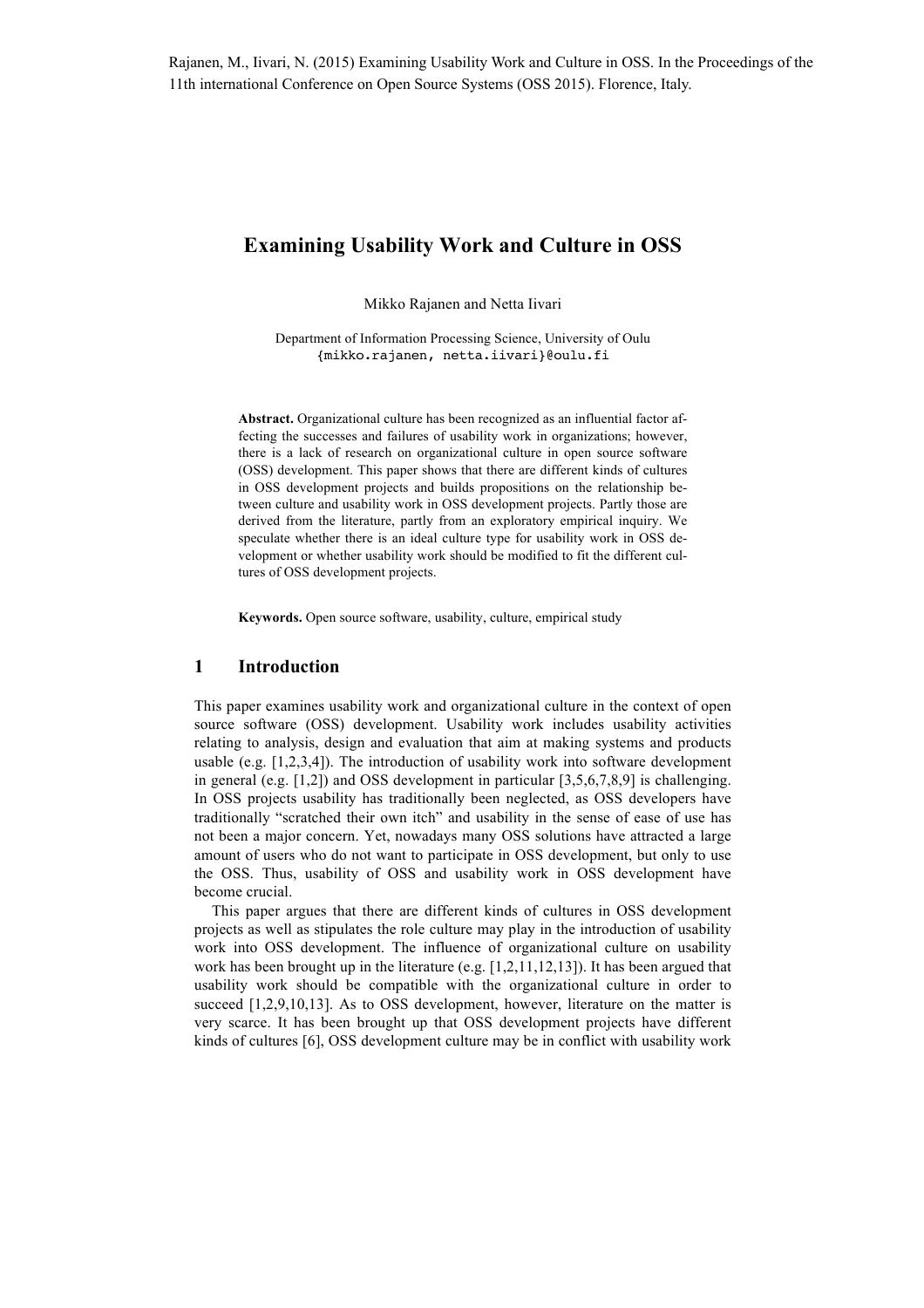Rajanen, M., Iivari, N. (2015) Examining Usability Work and Culture in OSS. In the Proceedings of the 11th international Conference on Open Source Systems (OSS 2015). Florence, Italy.

# Examining Usability Work and Culture in OSS

Mikko Rajanen and Netta Iivari

Department of Information Processing Science, University of Oulu
{mikko.rajanen, netta.iivari}@oulu.fi

**Abstract.** Organizational culture has been recognized as an influential factor affecting the successes and failures of usability work in organizations; however, there is a lack of research on organizational culture in open source software (OSS) development. This paper shows that there are different kinds of cultures in OSS development projects and builds propositions on the relationship between culture and usability work in OSS development projects. Partly those are derived from the literature, partly from an exploratory empirical inquiry. We speculate whether there is an ideal culture type for usability work in OSS development or whether usability work should be modified to fit the different cultures of OSS development projects.

**Keywords.** Open source software, usability, culture, empirical study

## 1 Introduction

This paper examines usability work and organizational culture in the context of open source software (OSS) development. Usability work includes usability activities relating to analysis, design and evaluation that aim at making systems and products usable (e.g. [1,2,3,4]). The introduction of usability work into software development in general (e.g. [1,2]) and OSS development in particular [3,5,6,7,8,9] is challenging. In OSS projects usability has traditionally been neglected, as OSS developers have traditionally "scratched their own itch" and usability in the sense of ease of use has not been a major concern. Yet, nowadays many OSS solutions have attracted a large amount of users who do not want to participate in OSS development, but only to use the OSS. Thus, usability of OSS and usability work in OSS development have become crucial.

This paper argues that there are different kinds of cultures in OSS development projects as well as stipulates the role culture may play in the introduction of usability work into OSS development. The influence of organizational culture on usability work has been brought up in the literature (e.g. [1,2,11,12,13]). It has been argued that usability work should be compatible with the organizational culture in order to succeed [1,2,9,10,13]. As to OSS development, however, literature on the matter is very scarce. It has been brought up that OSS development projects have different kinds of cultures [6], OSS development culture may be in conflict with usability work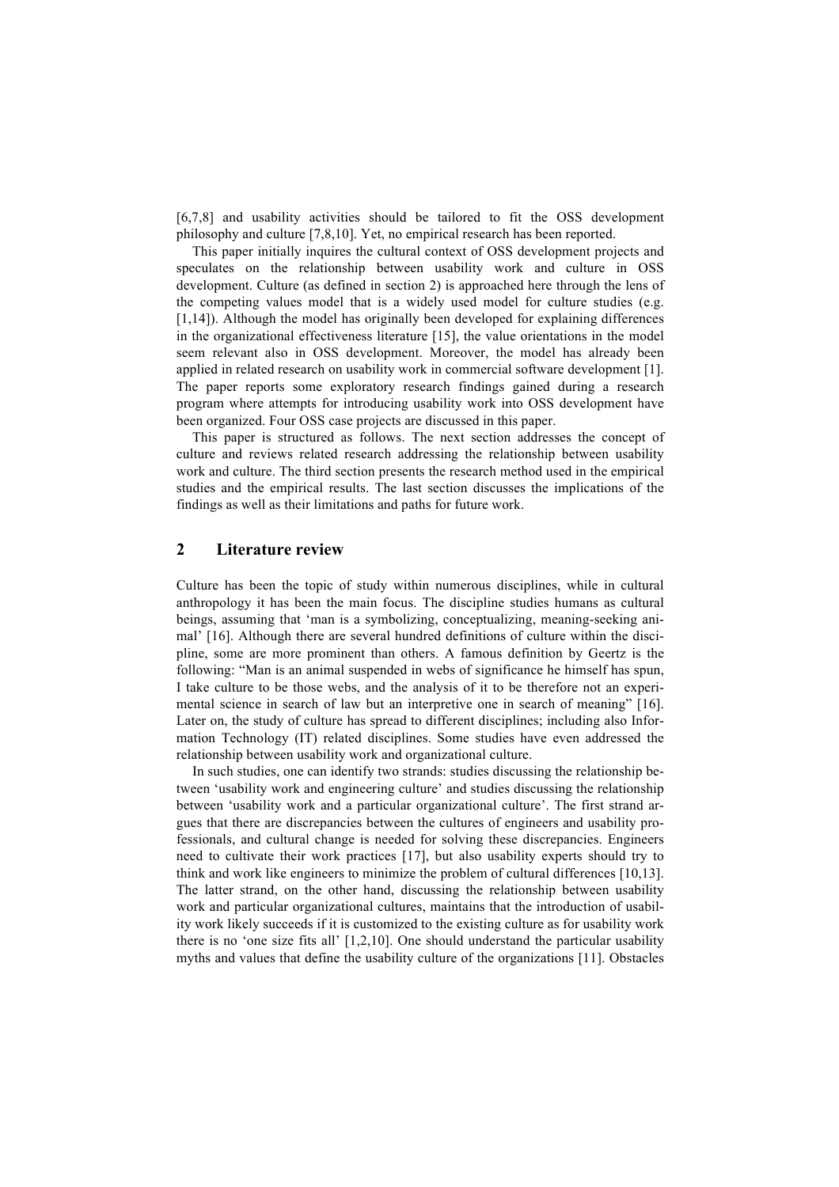[6,7,8] and usability activities should be tailored to fit the OSS development philosophy and culture [7,8,10]. Yet, no empirical research has been reported.

This paper initially inquires the cultural context of OSS development projects and speculates on the relationship between usability work and culture in OSS development. Culture (as defined in section 2) is approached here through the lens of the competing values model that is a widely used model for culture studies (e.g. [1,14]). Although the model has originally been developed for explaining differences in the organizational effectiveness literature [15], the value orientations in the model seem relevant also in OSS development. Moreover, the model has already been applied in related research on usability work in commercial software development [1]. The paper reports some exploratory research findings gained during a research program where attempts for introducing usability work into OSS development have been organized. Four OSS case projects are discussed in this paper.

This paper is structured as follows. The next section addresses the concept of culture and reviews related research addressing the relationship between usability work and culture. The third section presents the research method used in the empirical studies and the empirical results. The last section discusses the implications of the findings as well as their limitations and paths for future work.

## 2 Literature review

Culture has been the topic of study within numerous disciplines, while in cultural anthropology it has been the main focus. The discipline studies humans as cultural beings, assuming that 'man is a symbolizing, conceptualizing, meaning-seeking animal' [16]. Although there are several hundred definitions of culture within the discipline, some are more prominent than others. A famous definition by Geertz is the following: "Man is an animal suspended in webs of significance he himself has spun, I take culture to be those webs, and the analysis of it to be therefore not an experimental science in search of law but an interpretive one in search of meaning" [16]. Later on, the study of culture has spread to different disciplines; including also Information Technology (IT) related disciplines. Some studies have even addressed the relationship between usability work and organizational culture.

In such studies, one can identify two strands: studies discussing the relationship between 'usability work and engineering culture' and studies discussing the relationship between 'usability work and a particular organizational culture'. The first strand argues that there are discrepancies between the cultures of engineers and usability professionals, and cultural change is needed for solving these discrepancies. Engineers need to cultivate their work practices [17], but also usability experts should try to think and work like engineers to minimize the problem of cultural differences [10,13]. The latter strand, on the other hand, discussing the relationship between usability work and particular organizational cultures, maintains that the introduction of usability work likely succeeds if it is customized to the existing culture as for usability work there is no 'one size fits all' [1,2,10]. One should understand the particular usability myths and values that define the usability culture of the organizations [11]. Obstacles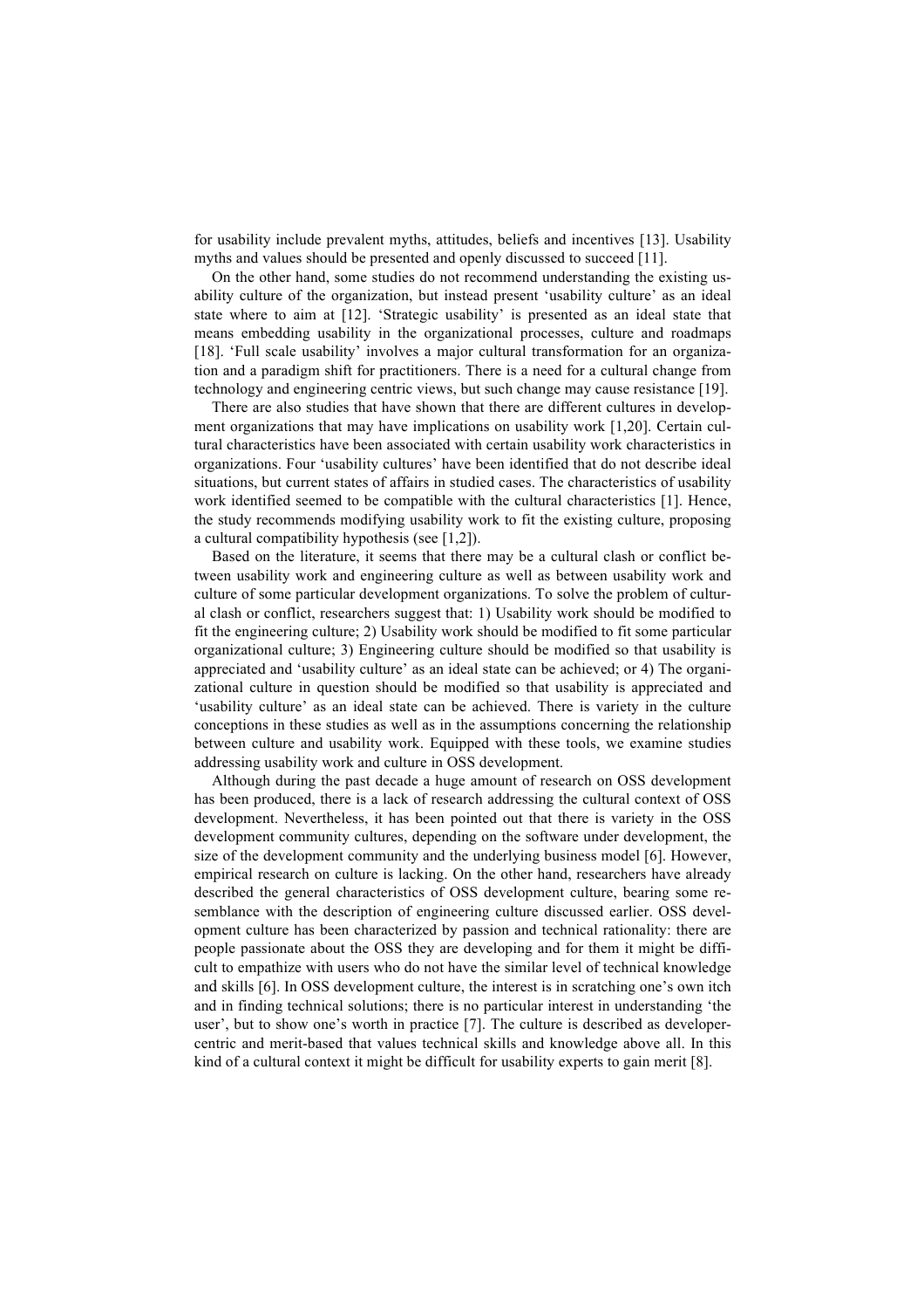for usability include prevalent myths, attitudes, beliefs and incentives [13]. Usability myths and values should be presented and openly discussed to succeed [11].

On the other hand, some studies do not recommend understanding the existing usability culture of the organization, but instead present 'usability culture' as an ideal state where to aim at [12]. 'Strategic usability' is presented as an ideal state that means embedding usability in the organizational processes, culture and roadmaps [18]. 'Full scale usability' involves a major cultural transformation for an organization and a paradigm shift for practitioners. There is a need for a cultural change from technology and engineering centric views, but such change may cause resistance [19].

There are also studies that have shown that there are different cultures in development organizations that may have implications on usability work [1,20]. Certain cultural characteristics have been associated with certain usability work characteristics in organizations. Four 'usability cultures' have been identified that do not describe ideal situations, but current states of affairs in studied cases. The characteristics of usability work identified seemed to be compatible with the cultural characteristics [1]. Hence, the study recommends modifying usability work to fit the existing culture, proposing a cultural compatibility hypothesis (see [1,2]).

Based on the literature, it seems that there may be a cultural clash or conflict between usability work and engineering culture as well as between usability work and culture of some particular development organizations. To solve the problem of cultural clash or conflict, researchers suggest that: 1) Usability work should be modified to fit the engineering culture; 2) Usability work should be modified to fit some particular organizational culture; 3) Engineering culture should be modified so that usability is appreciated and 'usability culture' as an ideal state can be achieved; or 4) The organizational culture in question should be modified so that usability is appreciated and 'usability culture' as an ideal state can be achieved. There is variety in the culture conceptions in these studies as well as in the assumptions concerning the relationship between culture and usability work. Equipped with these tools, we examine studies addressing usability work and culture in OSS development.

Although during the past decade a huge amount of research on OSS development has been produced, there is a lack of research addressing the cultural context of OSS development. Nevertheless, it has been pointed out that there is variety in the OSS development community cultures, depending on the software under development, the size of the development community and the underlying business model [6]. However, empirical research on culture is lacking. On the other hand, researchers have already described the general characteristics of OSS development culture, bearing some resemblance with the description of engineering culture discussed earlier. OSS development culture has been characterized by passion and technical rationality: there are people passionate about the OSS they are developing and for them it might be difficult to empathize with users who do not have the similar level of technical knowledge and skills [6]. In OSS development culture, the interest is in scratching one's own itch and in finding technical solutions; there is no particular interest in understanding 'the user', but to show one's worth in practice [7]. The culture is described as developer-centric and merit-based that values technical skills and knowledge above all. In this kind of a cultural context it might be difficult for usability experts to gain merit [8].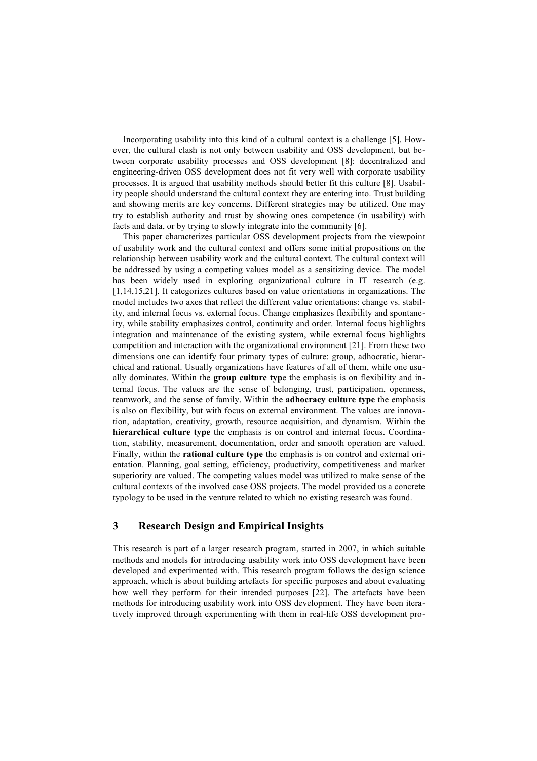Incorporating usability into this kind of a cultural context is a challenge [5]. However, the cultural clash is not only between usability and OSS development, but between corporate usability processes and OSS development [8]: decentralized and engineering-driven OSS development does not fit very well with corporate usability processes. It is argued that usability methods should better fit this culture [8]. Usability people should understand the cultural context they are entering into. Trust building and showing merits are key concerns. Different strategies may be utilized. One may try to establish authority and trust by showing ones competence (in usability) with facts and data, or by trying to slowly integrate into the community [6].

This paper characterizes particular OSS development projects from the viewpoint of usability work and the cultural context and offers some initial propositions on the relationship between usability work and the cultural context. The cultural context will be addressed by using a competing values model as a sensitizing device. The model has been widely used in exploring organizational culture in IT research (e.g. [1,14,15,21]. It categorizes cultures based on value orientations in organizations. The model includes two axes that reflect the different value orientations: change vs. stability, and internal focus vs. external focus. Change emphasizes flexibility and spontaneity, while stability emphasizes control, continuity and order. Internal focus highlights integration and maintenance of the existing system, while external focus highlights competition and interaction with the organizational environment [21]. From these two dimensions one can identify four primary types of culture: group, adhocratic, hierarchical and rational. Usually organizations have features of all of them, while one usually dominates. Within the **group culture typ**e the emphasis is on flexibility and internal focus. The values are the sense of belonging, trust, participation, openness, teamwork, and the sense of family. Within the **adhocracy culture type** the emphasis is also on flexibility, but with focus on external environment. The values are innovation, adaptation, creativity, growth, resource acquisition, and dynamism. Within the **hierarchical culture type** the emphasis is on control and internal focus. Coordination, stability, measurement, documentation, order and smooth operation are valued. Finally, within the **rational culture type** the emphasis is on control and external orientation. Planning, goal setting, efficiency, productivity, competitiveness and market superiority are valued. The competing values model was utilized to make sense of the cultural contexts of the involved case OSS projects. The model provided us a concrete typology to be used in the venture related to which no existing research was found.

## 3 Research Design and Empirical Insights

This research is part of a larger research program, started in 2007, in which suitable methods and models for introducing usability work into OSS development have been developed and experimented with. This research program follows the design science approach, which is about building artefacts for specific purposes and about evaluating how well they perform for their intended purposes [22]. The artefacts have been methods for introducing usability work into OSS development. They have been iteratively improved through experimenting with them in real-life OSS development pro-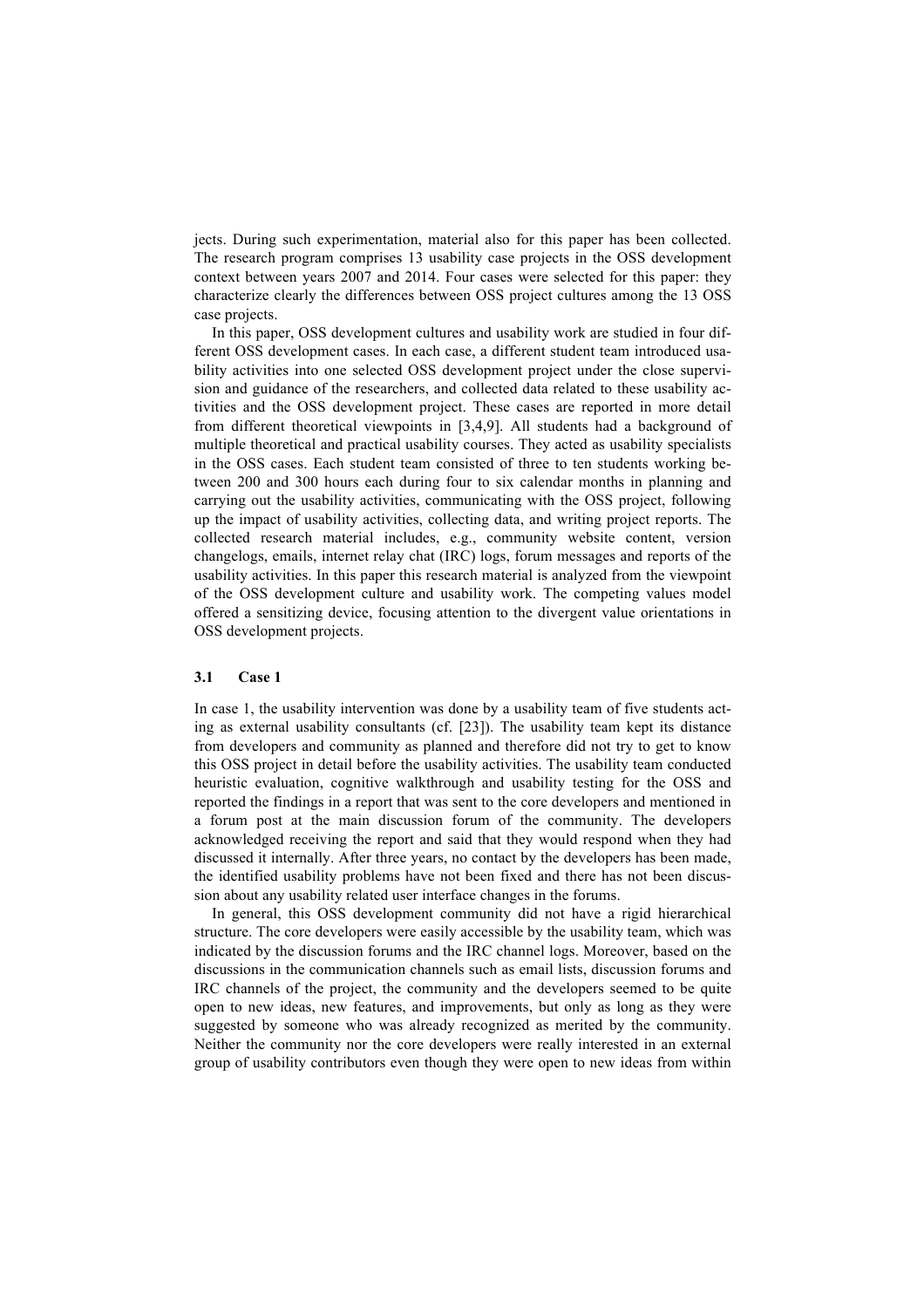jects. During such experimentation, material also for this paper has been collected. The research program comprises 13 usability case projects in the OSS development context between years 2007 and 2014. Four cases were selected for this paper: they characterize clearly the differences between OSS project cultures among the 13 OSS case projects.

In this paper, OSS development cultures and usability work are studied in four different OSS development cases. In each case, a different student team introduced usability activities into one selected OSS development project under the close supervision and guidance of the researchers, and collected data related to these usability activities and the OSS development project. These cases are reported in more detail from different theoretical viewpoints in [3,4,9]. All students had a background of multiple theoretical and practical usability courses. They acted as usability specialists in the OSS cases. Each student team consisted of three to ten students working between 200 and 300 hours each during four to six calendar months in planning and carrying out the usability activities, communicating with the OSS project, following up the impact of usability activities, collecting data, and writing project reports. The collected research material includes, e.g., community website content, version changelogs, emails, internet relay chat (IRC) logs, forum messages and reports of the usability activities. In this paper this research material is analyzed from the viewpoint of the OSS development culture and usability work. The competing values model offered a sensitizing device, focusing attention to the divergent value orientations in OSS development projects.

### 3.1 Case 1

In case 1, the usability intervention was done by a usability team of five students acting as external usability consultants (cf. [23]). The usability team kept its distance from developers and community as planned and therefore did not try to get to know this OSS project in detail before the usability activities. The usability team conducted heuristic evaluation, cognitive walkthrough and usability testing for the OSS and reported the findings in a report that was sent to the core developers and mentioned in a forum post at the main discussion forum of the community. The developers acknowledged receiving the report and said that they would respond when they had discussed it internally. After three years, no contact by the developers has been made, the identified usability problems have not been fixed and there has not been discussion about any usability related user interface changes in the forums.

In general, this OSS development community did not have a rigid hierarchical structure. The core developers were easily accessible by the usability team, which was indicated by the discussion forums and the IRC channel logs. Moreover, based on the discussions in the communication channels such as email lists, discussion forums and IRC channels of the project, the community and the developers seemed to be quite open to new ideas, new features, and improvements, but only as long as they were suggested by someone who was already recognized as merited by the community. Neither the community nor the core developers were really interested in an external group of usability contributors even though they were open to new ideas from within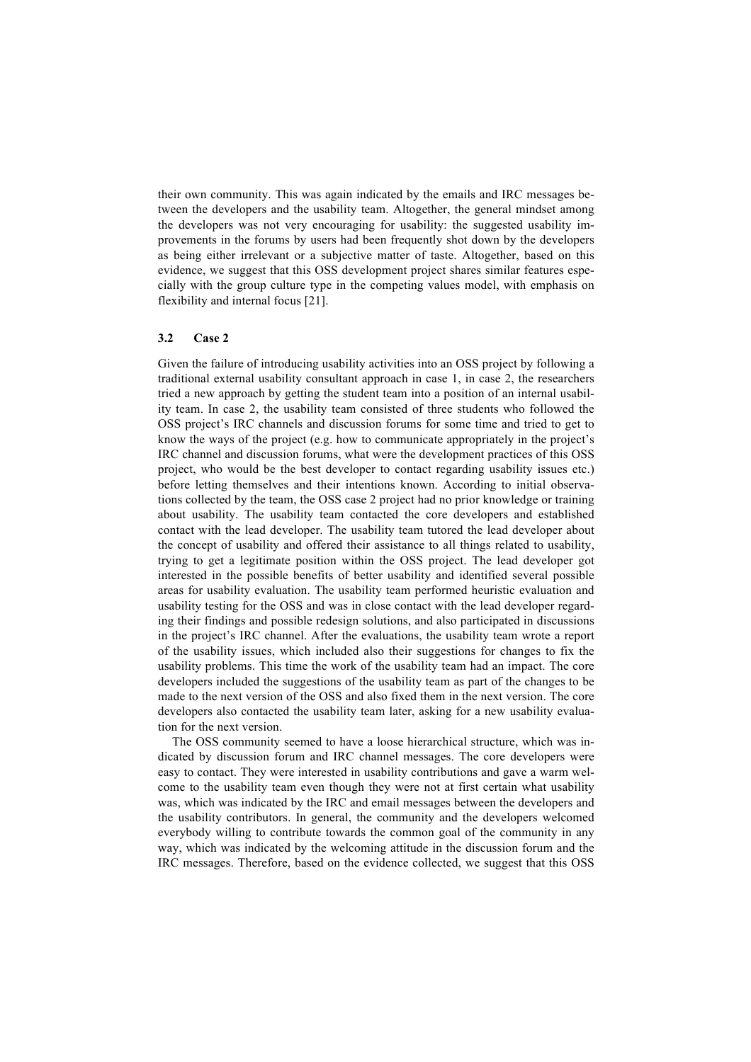their own community. This was again indicated by the emails and IRC messages between the developers and the usability team. Altogether, the general mindset among the developers was not very encouraging for usability: the suggested usability improvements in the forums by users had been frequently shot down by the developers as being either irrelevant or a subjective matter of taste. Altogether, based on this evidence, we suggest that this OSS development project shares similar features especially with the group culture type in the competing values model, with emphasis on flexibility and internal focus [21].

### 3.2 Case 2

Given the failure of introducing usability activities into an OSS project by following a traditional external usability consultant approach in case 1, in case 2, the researchers tried a new approach by getting the student team into a position of an internal usability team. In case 2, the usability team consisted of three students who followed the OSS project's IRC channels and discussion forums for some time and tried to get to know the ways of the project (e.g. how to communicate appropriately in the project's IRC channel and discussion forums, what were the development practices of this OSS project, who would be the best developer to contact regarding usability issues etc.) before letting themselves and their intentions known. According to initial observations collected by the team, the OSS case 2 project had no prior knowledge or training about usability. The usability team contacted the core developers and established contact with the lead developer. The usability team tutored the lead developer about the concept of usability and offered their assistance to all things related to usability, trying to get a legitimate position within the OSS project. The lead developer got interested in the possible benefits of better usability and identified several possible areas for usability evaluation. The usability team performed heuristic evaluation and usability testing for the OSS and was in close contact with the lead developer regarding their findings and possible redesign solutions, and also participated in discussions in the project's IRC channel. After the evaluations, the usability team wrote a report of the usability issues, which included also their suggestions for changes to fix the usability problems. This time the work of the usability team had an impact. The core developers included the suggestions of the usability team as part of the changes to be made to the next version of the OSS and also fixed them in the next version. The core developers also contacted the usability team later, asking for a new usability evaluation for the next version.

The OSS community seemed to have a loose hierarchical structure, which was indicated by discussion forum and IRC channel messages. The core developers were easy to contact. They were interested in usability contributions and gave a warm welcome to the usability team even though they were not at first certain what usability was, which was indicated by the IRC and email messages between the developers and the usability contributors. In general, the community and the developers welcomed everybody willing to contribute towards the common goal of the community in any way, which was indicated by the welcoming attitude in the discussion forum and the IRC messages. Therefore, based on the evidence collected, we suggest that this OSS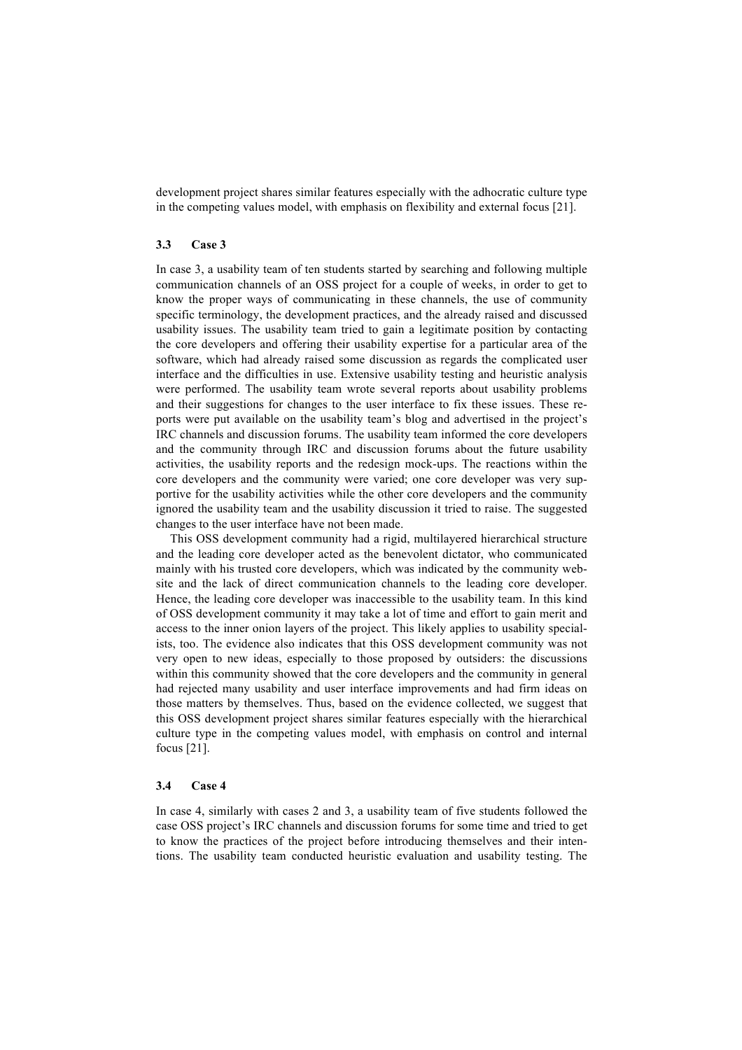development project shares similar features especially with the adhocratic culture type in the competing values model, with emphasis on flexibility and external focus [21].

### 3.3 Case 3

In case 3, a usability team of ten students started by searching and following multiple communication channels of an OSS project for a couple of weeks, in order to get to know the proper ways of communicating in these channels, the use of community specific terminology, the development practices, and the already raised and discussed usability issues. The usability team tried to gain a legitimate position by contacting the core developers and offering their usability expertise for a particular area of the software, which had already raised some discussion as regards the complicated user interface and the difficulties in use. Extensive usability testing and heuristic analysis were performed. The usability team wrote several reports about usability problems and their suggestions for changes to the user interface to fix these issues. These reports were put available on the usability team's blog and advertised in the project's IRC channels and discussion forums. The usability team informed the core developers and the community through IRC and discussion forums about the future usability activities, the usability reports and the redesign mock-ups. The reactions within the core developers and the community were varied; one core developer was very supportive for the usability activities while the other core developers and the community ignored the usability team and the usability discussion it tried to raise. The suggested changes to the user interface have not been made.

This OSS development community had a rigid, multilayered hierarchical structure and the leading core developer acted as the benevolent dictator, who communicated mainly with his trusted core developers, which was indicated by the community website and the lack of direct communication channels to the leading core developer. Hence, the leading core developer was inaccessible to the usability team. In this kind of OSS development community it may take a lot of time and effort to gain merit and access to the inner onion layers of the project. This likely applies to usability specialists, too. The evidence also indicates that this OSS development community was not very open to new ideas, especially to those proposed by outsiders: the discussions within this community showed that the core developers and the community in general had rejected many usability and user interface improvements and had firm ideas on those matters by themselves. Thus, based on the evidence collected, we suggest that this OSS development project shares similar features especially with the hierarchical culture type in the competing values model, with emphasis on control and internal focus [21].

### 3.4 Case 4

In case 4, similarly with cases 2 and 3, a usability team of five students followed the case OSS project's IRC channels and discussion forums for some time and tried to get to know the practices of the project before introducing themselves and their intentions. The usability team conducted heuristic evaluation and usability testing. The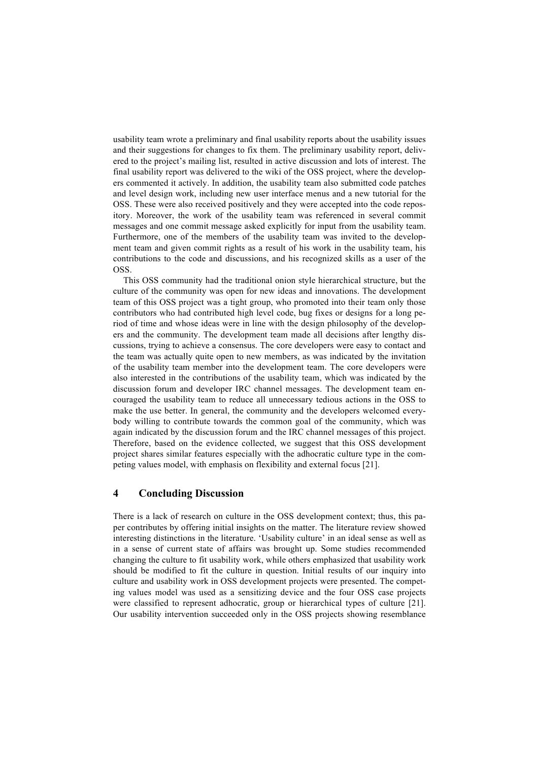usability team wrote a preliminary and final usability reports about the usability issues and their suggestions for changes to fix them. The preliminary usability report, delivered to the project's mailing list, resulted in active discussion and lots of interest. The final usability report was delivered to the wiki of the OSS project, where the developers commented it actively. In addition, the usability team also submitted code patches and level design work, including new user interface menus and a new tutorial for the OSS. These were also received positively and they were accepted into the code repository. Moreover, the work of the usability team was referenced in several commit messages and one commit message asked explicitly for input from the usability team. Furthermore, one of the members of the usability team was invited to the development team and given commit rights as a result of his work in the usability team, his contributions to the code and discussions, and his recognized skills as a user of the OSS.

This OSS community had the traditional onion style hierarchical structure, but the culture of the community was open for new ideas and innovations. The development team of this OSS project was a tight group, who promoted into their team only those contributors who had contributed high level code, bug fixes or designs for a long period of time and whose ideas were in line with the design philosophy of the developers and the community. The development team made all decisions after lengthy discussions, trying to achieve a consensus. The core developers were easy to contact and the team was actually quite open to new members, as was indicated by the invitation of the usability team member into the development team. The core developers were also interested in the contributions of the usability team, which was indicated by the discussion forum and developer IRC channel messages. The development team encouraged the usability team to reduce all unnecessary tedious actions in the OSS to make the use better. In general, the community and the developers welcomed everybody willing to contribute towards the common goal of the community, which was again indicated by the discussion forum and the IRC channel messages of this project. Therefore, based on the evidence collected, we suggest that this OSS development project shares similar features especially with the adhocratic culture type in the competing values model, with emphasis on flexibility and external focus [21].

## 4 Concluding Discussion

There is a lack of research on culture in the OSS development context; thus, this paper contributes by offering initial insights on the matter. The literature review showed interesting distinctions in the literature. 'Usability culture' in an ideal sense as well as in a sense of current state of affairs was brought up. Some studies recommended changing the culture to fit usability work, while others emphasized that usability work should be modified to fit the culture in question. Initial results of our inquiry into culture and usability work in OSS development projects were presented. The competing values model was used as a sensitizing device and the four OSS case projects were classified to represent adhocratic, group or hierarchical types of culture [21]. Our usability intervention succeeded only in the OSS projects showing resemblance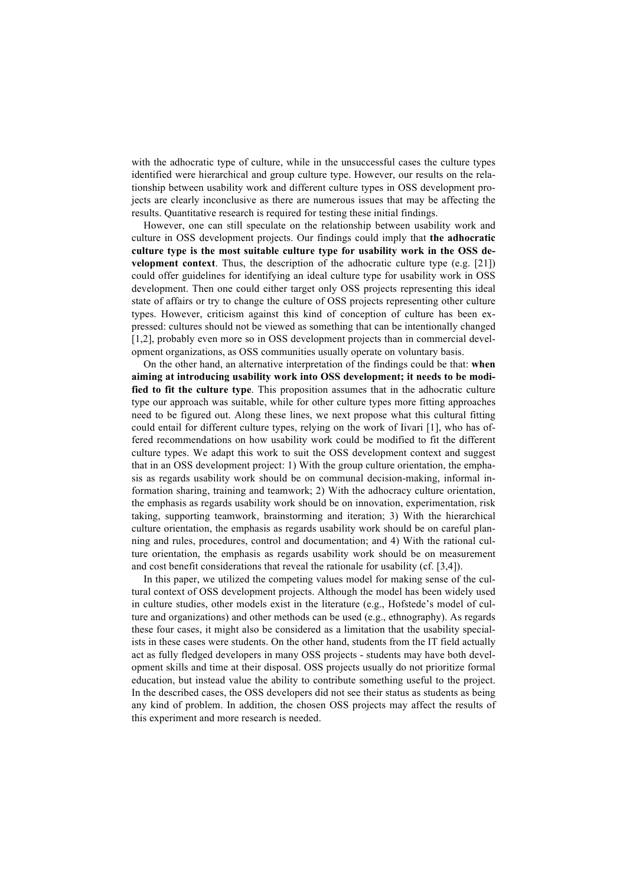with the adhocratic type of culture, while in the unsuccessful cases the culture types identified were hierarchical and group culture type. However, our results on the relationship between usability work and different culture types in OSS development projects are clearly inconclusive as there are numerous issues that may be affecting the results. Quantitative research is required for testing these initial findings.

However, one can still speculate on the relationship between usability work and culture in OSS development projects. Our findings could imply that **the adhocratic culture type is the most suitable culture type for usability work in the OSS development context**. Thus, the description of the adhocratic culture type (e.g. [21]) could offer guidelines for identifying an ideal culture type for usability work in OSS development. Then one could either target only OSS projects representing this ideal state of affairs or try to change the culture of OSS projects representing other culture types. However, criticism against this kind of conception of culture has been expressed: cultures should not be viewed as something that can be intentionally changed [1,2], probably even more so in OSS development projects than in commercial development organizations, as OSS communities usually operate on voluntary basis.

On the other hand, an alternative interpretation of the findings could be that: **when aiming at introducing usability work into OSS development; it needs to be modified to fit the culture type**. This proposition assumes that in the adhocratic culture type our approach was suitable, while for other culture types more fitting approaches need to be figured out. Along these lines, we next propose what this cultural fitting could entail for different culture types, relying on the work of Iivari [1], who has offered recommendations on how usability work could be modified to fit the different culture types. We adapt this work to suit the OSS development context and suggest that in an OSS development project: 1) With the group culture orientation, the emphasis as regards usability work should be on communal decision-making, informal information sharing, training and teamwork; 2) With the adhocracy culture orientation, the emphasis as regards usability work should be on innovation, experimentation, risk taking, supporting teamwork, brainstorming and iteration; 3) With the hierarchical culture orientation, the emphasis as regards usability work should be on careful planning and rules, procedures, control and documentation; and 4) With the rational culture orientation, the emphasis as regards usability work should be on measurement and cost benefit considerations that reveal the rationale for usability (cf. [3,4]).

In this paper, we utilized the competing values model for making sense of the cultural context of OSS development projects. Although the model has been widely used in culture studies, other models exist in the literature (e.g., Hofstede's model of culture and organizations) and other methods can be used (e.g., ethnography). As regards these four cases, it might also be considered as a limitation that the usability specialists in these cases were students. On the other hand, students from the IT field actually act as fully fledged developers in many OSS projects - students may have both development skills and time at their disposal. OSS projects usually do not prioritize formal education, but instead value the ability to contribute something useful to the project. In the described cases, the OSS developers did not see their status as students as being any kind of problem. In addition, the chosen OSS projects may affect the results of this experiment and more research is needed.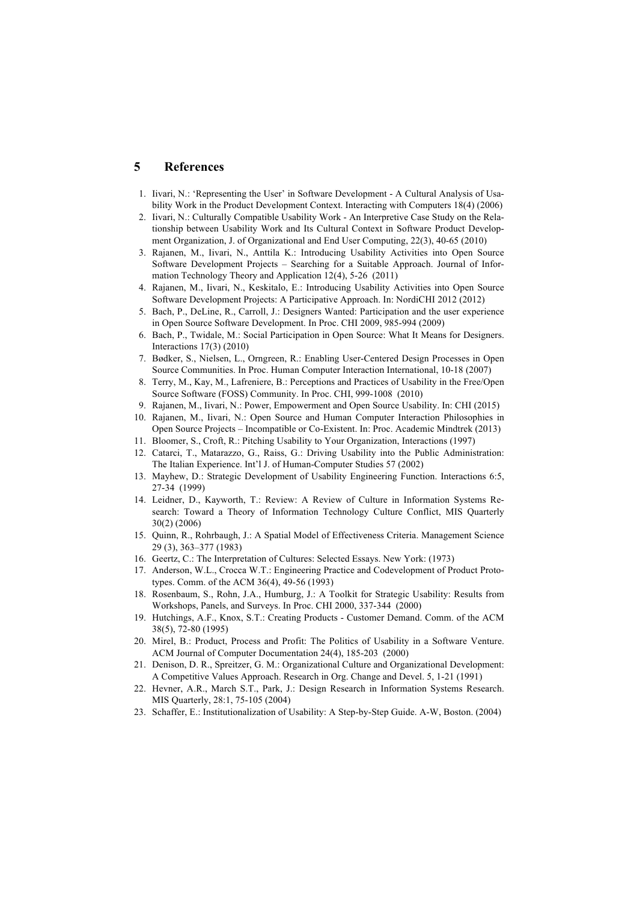## 5 References

1. Iivari, N.: 'Representing the User' in Software Development - A Cultural Analysis of Usability Work in the Product Development Context. Interacting with Computers 18(4) (2006)
2. Iivari, N.: Culturally Compatible Usability Work - An Interpretive Case Study on the Relationship between Usability Work and Its Cultural Context in Software Product Development Organization, J. of Organizational and End User Computing, 22(3), 40-65 (2010)
3. Rajanen, M., Iivari, N., Anttila K.: Introducing Usability Activities into Open Source Software Development Projects – Searching for a Suitable Approach. Journal of Information Technology Theory and Application 12(4), 5-26 (2011)
4. Rajanen, M., Iivari, N., Keskitalo, E.: Introducing Usability Activities into Open Source Software Development Projects: A Participative Approach. In: NordiCHI 2012 (2012)
5. Bach, P., DeLine, R., Carroll, J.: Designers Wanted: Participation and the user experience in Open Source Software Development. In Proc. CHI 2009, 985-994 (2009)
6. Bach, P., Twidale, M.: Social Participation in Open Source: What It Means for Designers. Interactions 17(3) (2010)
7. Bødker, S., Nielsen, L., Orngreen, R.: Enabling User-Centered Design Processes in Open Source Communities. In Proc. Human Computer Interaction International, 10-18 (2007)
8. Terry, M., Kay, M., Lafreniere, B.: Perceptions and Practices of Usability in the Free/Open Source Software (FOSS) Community. In Proc. CHI, 999-1008 (2010)
9. Rajanen, M., Iivari, N.: Power, Empowerment and Open Source Usability. In: CHI (2015)
10. Rajanen, M., Iivari, N.: Open Source and Human Computer Interaction Philosophies in Open Source Projects – Incompatible or Co-Existent. In: Proc. Academic Mindtrek (2013)
11. Bloomer, S., Croft, R.: Pitching Usability to Your Organization, Interactions (1997)
12. Catarci, T., Matarazzo, G., Raiss, G.: Driving Usability into the Public Administration: The Italian Experience. Int'l J. of Human-Computer Studies 57 (2002)
13. Mayhew, D.: Strategic Development of Usability Engineering Function. Interactions 6:5, 27-34 (1999)
14. Leidner, D., Kayworth, T.: Review: A Review of Culture in Information Systems Research: Toward a Theory of Information Technology Culture Conflict, MIS Quarterly 30(2) (2006)
15. Quinn, R., Rohrbaugh, J.: A Spatial Model of Effectiveness Criteria. Management Science 29 (3), 363–377 (1983)
16. Geertz, C.: The Interpretation of Cultures: Selected Essays. New York: (1973)
17. Anderson, W.L., Crocca W.T.: Engineering Practice and Codevelopment of Product Prototypes. Comm. of the ACM 36(4), 49-56 (1993)
18. Rosenbaum, S., Rohn, J.A., Humburg, J.: A Toolkit for Strategic Usability: Results from Workshops, Panels, and Surveys. In Proc. CHI 2000, 337-344 (2000)
19. Hutchings, A.F., Knox, S.T.: Creating Products - Customer Demand. Comm. of the ACM 38(5), 72-80 (1995)
20. Mirel, B.: Product, Process and Profit: The Politics of Usability in a Software Venture. ACM Journal of Computer Documentation 24(4), 185-203 (2000)
21. Denison, D. R., Spreitzer, G. M.: Organizational Culture and Organizational Development: A Competitive Values Approach. Research in Org. Change and Devel. 5, 1-21 (1991)
22. Hevner, A.R., March S.T., Park, J.: Design Research in Information Systems Research. MIS Quarterly, 28:1, 75-105 (2004)
23. Schaffer, E.: Institutionalization of Usability: A Step-by-Step Guide. A-W, Boston. (2004)